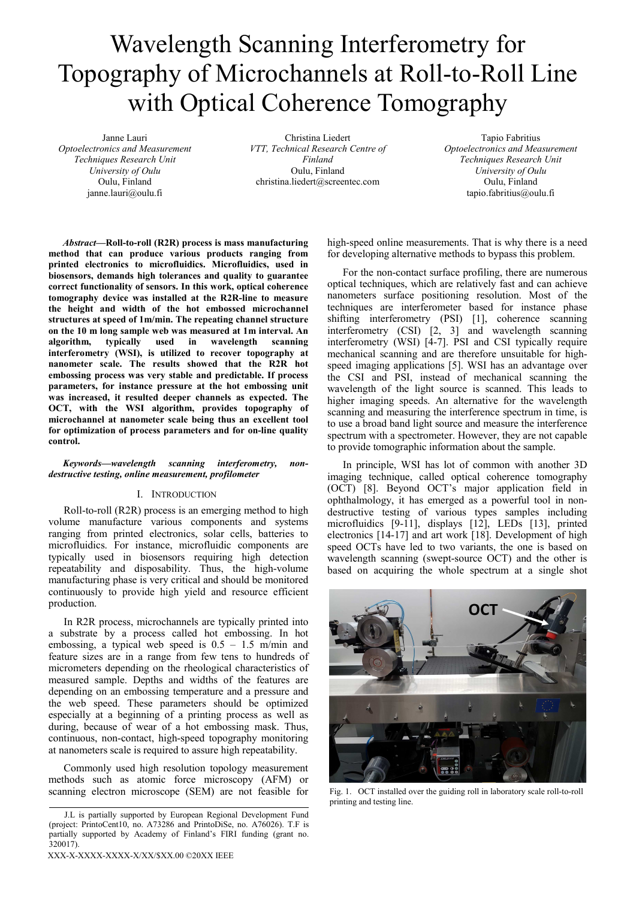# Wavelength Scanning Interferometry for Topography of Microchannels at Roll-to-Roll Line with Optical Coherence Tomography

Janne Lauri
*Optoelectronics and Measurement Techniques Research Unit*
*University of Oulu*
Oulu, Finland
janne.lauri@oulu.fi

Christina Liedert
*VTT, Technical Research Centre of Finland*
Oulu, Finland
christina.liedert@screentec.com

Tapio Fabritius
*Optoelectronics and Measurement Techniques Research Unit*
*University of Oulu*
Oulu, Finland
tapio.fabritius@oulu.fi

***Abstract*—Roll-to-roll (R2R) process is mass manufacturing method that can produce various products ranging from printed electronics to microfluidics. Microfluidics, used in biosensors, demands high tolerances and quality to guarantee correct functionality of sensors. In this work, optical coherence tomography device was installed at the R2R-line to measure the height and width of the hot embossed microchannel structures at speed of 1m/min. The repeating channel structure on the 10 m long sample web was measured at 1m interval. An algorithm, typically used in wavelength scanning interferometry (WSI), is utilized to recover topography at nanometer scale. The results showed that the R2R hot embossing process was very stable and predictable. If process parameters, for instance pressure at the hot embossing unit was increased, it resulted deeper channels as expected. The OCT, with the WSI algorithm, provides topography of microchannel at nanometer scale being thus an excellent tool for optimization of process parameters and for on-line quality control.**

***Keywords*—*wavelength scanning interferometry, non-destructive testing, online measurement, profilometer***

## I. Introduction

Roll-to-roll (R2R) process is an emerging method to high volume manufacture various components and systems ranging from printed electronics, solar cells, batteries to microfluidics. For instance, microfluidic components are typically used in biosensors requiring high detection repeatability and disposability. Thus, the high-volume manufacturing phase is very critical and should be monitored continuously to provide high yield and resource efficient production.

In R2R process, microchannels are typically printed into a substrate by a process called hot embossing. In hot embossing, a typical web speed is 0.5 – 1.5 m/min and feature sizes are in a range from few tens to hundreds of micrometers depending on the rheological characteristics of measured sample. Depths and widths of the features are depending on an embossing temperature and a pressure and the web speed. These parameters should be optimized especially at a beginning of a printing process as well as during, because of wear of a hot embossing mask. Thus, continuous, non-contact, high-speed topography monitoring at nanometers scale is required to assure high repeatability.

Commonly used high resolution topology measurement methods such as atomic force microscopy (AFM) or scanning electron microscope (SEM) are not feasible for high-speed online measurements. That is why there is a need for developing alternative methods to bypass this problem.

For the non-contact surface profiling, there are numerous optical techniques, which are relatively fast and can achieve nanometers surface positioning resolution. Most of the techniques are interferometer based for instance phase shifting interferometry (PSI) [1], coherence scanning interferometry (CSI) [2, 3] and wavelength scanning interferometry (WSI) [4-7]. PSI and CSI typically require mechanical scanning and are therefore unsuitable for high-speed imaging applications [5]. WSI has an advantage over the CSI and PSI, instead of mechanical scanning the wavelength of the light source is scanned. This leads to higher imaging speeds. An alternative for the wavelength scanning and measuring the interference spectrum in time, is to use a broad band light source and measure the interference spectrum with a spectrometer. However, they are not capable to provide tomographic information about the sample.

In principle, WSI has lot of common with another 3D imaging technique, called optical coherence tomography (OCT) [8]. Beyond OCT's major application field in ophthalmology, it has emerged as a powerful tool in non-destructive testing of various types samples including microfluidics [9-11], displays [12], LEDs [13], printed electronics [14-17] and art work [18]. Development of high speed OCTs have led to two variants, the one is based on wavelength scanning (swept-source OCT) and the other is based on acquiring the whole spectrum at a single shot

Fig. 1. OCT installed over the guiding roll in laboratory scale roll-to-roll printing and testing line.

J.L is partially supported by European Regional Development Fund (project: PrintoCent10, no. A73286 and PrintoDiSe, no. A76026). T.F is partially supported by Academy of Finland's FIRI funding (grant no. 320017).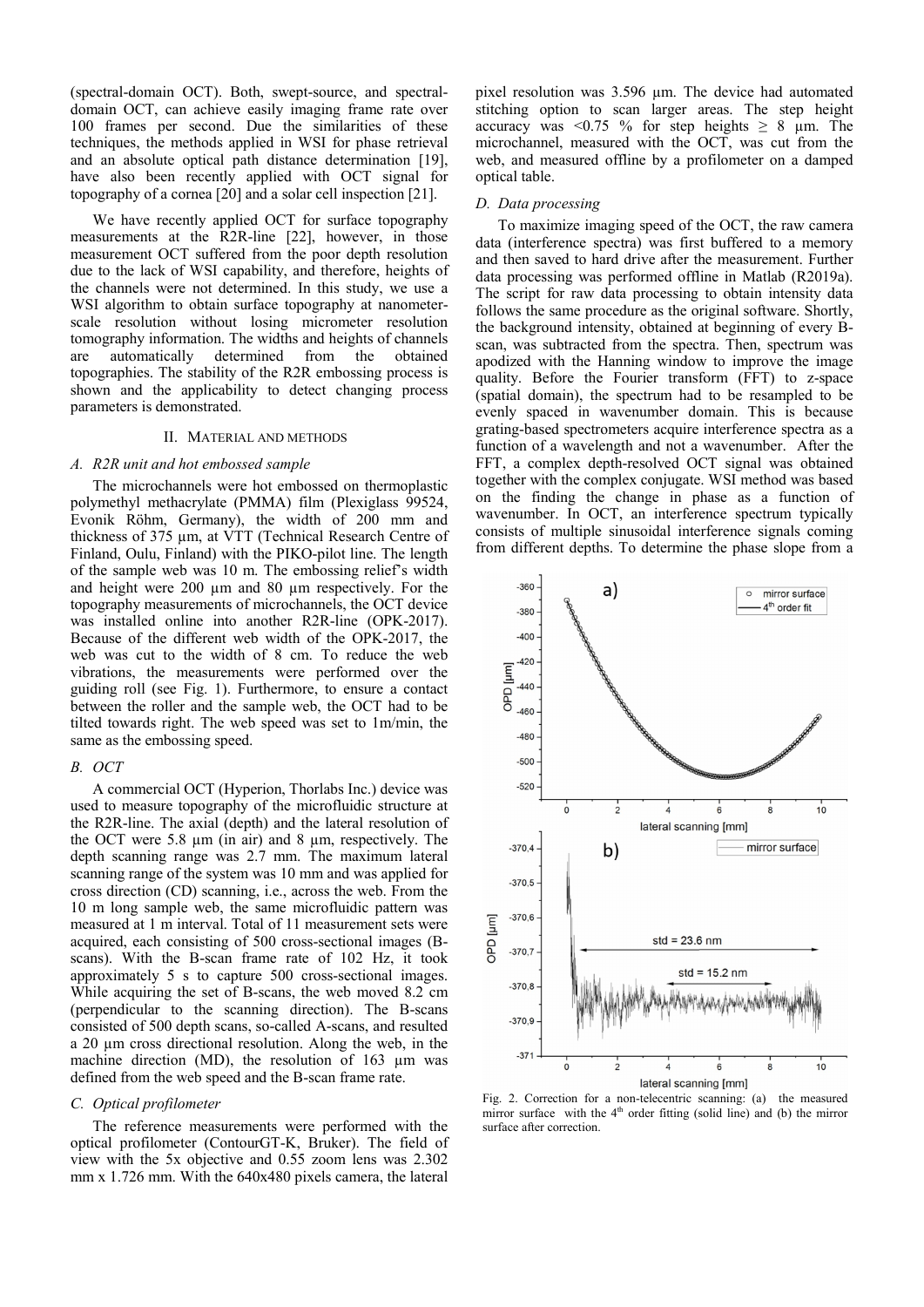(spectral-domain OCT). Both, swept-source, and spectral-domain OCT, can achieve easily imaging frame rate over 100 frames per second. Due the similarities of these techniques, the methods applied in WSI for phase retrieval and an absolute optical path distance determination [19], have also been recently applied with OCT signal for topography of a cornea [20] and a solar cell inspection [21].

We have recently applied OCT for surface topography measurements at the R2R-line [22], however, in those measurement OCT suffered from the poor depth resolution due to the lack of WSI capability, and therefore, heights of the channels were not determined. In this study, we use a WSI algorithm to obtain surface topography at nanometer-scale resolution without losing micrometer resolution tomography information. The widths and heights of channels are automatically determined from the obtained topographies. The stability of the R2R embossing process is shown and the applicability to detect changing process parameters is demonstrated.

## II. Material and methods

### A. R2R unit and hot embossed sample

The microchannels were hot embossed on thermoplastic polymethyl methacrylate (PMMA) film (Plexiglass 99524, Evonik Röhm, Germany), the width of 200 mm and thickness of 375 µm, at VTT (Technical Research Centre of Finland, Oulu, Finland) with the PIKO-pilot line. The length of the sample web was 10 m. The embossing relief's width and height were 200 µm and 80 µm respectively. For the topography measurements of microchannels, the OCT device was installed online into another R2R-line (OPK-2017). Because of the different web width of the OPK-2017, the web was cut to the width of 8 cm. To reduce the web vibrations, the measurements were performed over the guiding roll (see Fig. 1). Furthermore, to ensure a contact between the roller and the sample web, the OCT had to be tilted towards right. The web speed was set to 1m/min, the same as the embossing speed.

### B. OCT

A commercial OCT (Hyperion, Thorlabs Inc.) device was used to measure topography of the microfluidic structure at the R2R-line. The axial (depth) and the lateral resolution of the OCT were 5.8 µm (in air) and 8 µm, respectively. The depth scanning range was 2.7 mm. The maximum lateral scanning range of the system was 10 mm and was applied for cross direction (CD) scanning, i.e., across the web. From the 10 m long sample web, the same microfluidic pattern was measured at 1 m interval. Total of 11 measurement sets were acquired, each consisting of 500 cross-sectional images (B-scans). With the B-scan frame rate of 102 Hz, it took approximately 5 s to capture 500 cross-sectional images. While acquiring the set of B-scans, the web moved 8.2 cm (perpendicular to the scanning direction). The B-scans consisted of 500 depth scans, so-called A-scans, and resulted a 20 µm cross directional resolution. Along the web, in the machine direction (MD), the resolution of 163 µm was defined from the web speed and the B-scan frame rate.

### C. Optical profilometer

The reference measurements were performed with the optical profilometer (ContourGT-K, Bruker). The field of view with the 5x objective and 0.55 zoom lens was 2.302 mm x 1.726 mm. With the 640x480 pixels camera, the lateral pixel resolution was 3.596 µm. The device had automated stitching option to scan larger areas. The step height accuracy was <0.75 % for step heights ≥ 8 µm. The microchannel, measured with the OCT, was cut from the web, and measured offline by a profilometer on a damped optical table.

### D. Data processing

To maximize imaging speed of the OCT, the raw camera data (interference spectra) was first buffered to a memory and then saved to hard drive after the measurement. Further data processing was performed offline in Matlab (R2019a). The script for raw data processing to obtain intensity data follows the same procedure as the original software. Shortly, the background intensity, obtained at beginning of every B-scan, was subtracted from the spectra. Then, spectrum was apodized with the Hanning window to improve the image quality. Before the Fourier transform (FFT) to z-space (spatial domain), the spectrum had to be resampled to be evenly spaced in wavenumber domain. This is because grating-based spectrometers acquire interference spectra as a function of a wavelength and not a wavenumber. After the FFT, a complex depth-resolved OCT signal was obtained together with the complex conjugate. WSI method was based on the finding the change in phase as a function of wavenumber. In OCT, an interference spectrum typically consists of multiple sinusoidal interference signals coming from different depths. To determine the phase slope from a

Fig. 2. Correction for a non-telecentric scanning: (a) the measured mirror surface with the 4[th] order fitting (solid line) and (b) the mirror surface after correction.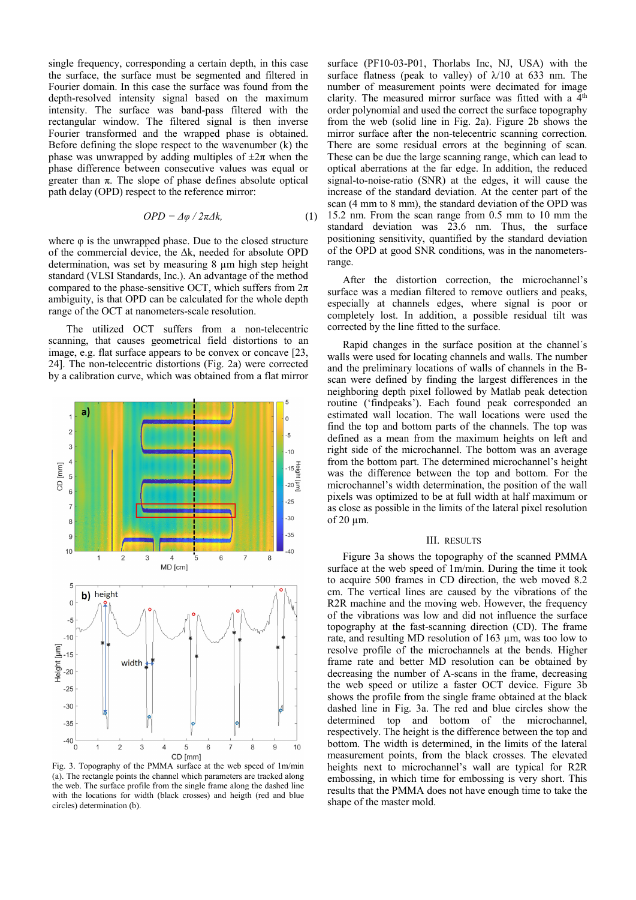single frequency, corresponding a certain depth, in this case the surface, the surface must be segmented and filtered in Fourier domain. In this case the surface was found from the depth-resolved intensity signal based on the maximum intensity. The surface was band-pass filtered with the rectangular window. The filtered signal is then inverse Fourier transformed and the wrapped phase is obtained. Before defining the slope respect to the wavenumber (k) the phase was unwrapped by adding multiples of ±2π when the phase difference between consecutive values was equal or greater than π. The slope of phase defines absolute optical path delay (OPD) respect to the reference mirror:

$$OPD = \Delta\varphi \,/\, 2\pi\Delta k, \qquad (1)$$

where φ is the unwrapped phase. Due to the closed structure of the commercial device, the Δk, needed for absolute OPD determination, was set by measuring 8 µm high step height standard (VLSI Standards, Inc.). An advantage of the method compared to the phase-sensitive OCT, which suffers from 2π ambiguity, is that OPD can be calculated for the whole depth range of the OCT at nanometers-scale resolution.

The utilized OCT suffers from a non-telecentric scanning, that causes geometrical field distortions to an image, e.g. flat surface appears to be convex or concave [23, 24]. The non-telecentric distortions (Fig. 2a) were corrected by a calibration curve, which was obtained from a flat mirror surface (PF10-03-P01, Thorlabs Inc, NJ, USA) with the surface flatness (peak to valley) of λ/10 at 633 nm. The number of measurement points were decimated for image clarity. The measured mirror surface was fitted with a 4[th] order polynomial and used the correct the surface topography from the web (solid line in Fig. 2a). Figure 2b shows the mirror surface after the non-telecentric scanning correction. There are some residual errors at the beginning of scan. These can be due the large scanning range, which can lead to optical aberrations at the far edge. In addition, the reduced signal-to-noise-ratio (SNR) at the edges, it will cause the increase of the standard deviation. At the center part of the scan (4 mm to 8 mm), the standard deviation of the OPD was 15.2 nm. From the scan range from 0.5 mm to 10 mm the standard deviation was 23.6 nm. Thus, the surface positioning sensitivity, quantified by the standard deviation of the OPD at good SNR conditions, was in the nanometers-range.

After the distortion correction, the microchannel's surface was a median filtered to remove outliers and peaks, especially at channels edges, where signal is poor or completely lost. In addition, a possible residual tilt was corrected by the line fitted to the surface.

Rapid changes in the surface position at the channel´s walls were used for locating channels and walls. The number and the preliminary locations of walls of channels in the B-scan were defined by finding the largest differences in the neighboring depth pixel followed by Matlab peak detection routine ('findpeaks'). Each found peak corresponded an estimated wall location. The wall locations were used the find the top and bottom parts of the channels. The top was defined as a mean from the maximum heights on left and right side of the microchannel. The bottom was an average from the bottom part. The determined microchannel's height was the difference between the top and bottom. For the microchannel's width determination, the position of the wall pixels was optimized to be at full width at half maximum or as close as possible in the limits of the lateral pixel resolution of 20 µm.

Fig. 3. Topography of the PMMA surface at the web speed of 1m/min (a). The rectangle points the channel which parameters are tracked along the web. The surface profile from the single frame along the dashed line with the locations for width (black crosses) and heigth (red and blue circles) determination (b).

## III. RESULTS

Figure 3a shows the topography of the scanned PMMA surface at the web speed of 1m/min. During the time it took to acquire 500 frames in CD direction, the web moved 8.2 cm. The vertical lines are caused by the vibrations of the R2R machine and the moving web. However, the frequency of the vibrations was low and did not influence the surface topography at the fast-scanning direction (CD). The frame rate, and resulting MD resolution of 163 µm, was too low to resolve profile of the microchannels at the bends. Higher frame rate and better MD resolution can be obtained by decreasing the number of A-scans in the frame, decreasing the web speed or utilize a faster OCT device. Figure 3b shows the profile from the single frame obtained at the black dashed line in Fig. 3a. The red and blue circles show the determined top and bottom of the microchannel, respectively. The height is the difference between the top and bottom. The width is determined, in the limits of the lateral measurement points, from the black crosses. The elevated heights next to microchannel's wall are typical for R2R embossing, in which time for embossing is very short. This results that the PMMA does not have enough time to take the shape of the master mold.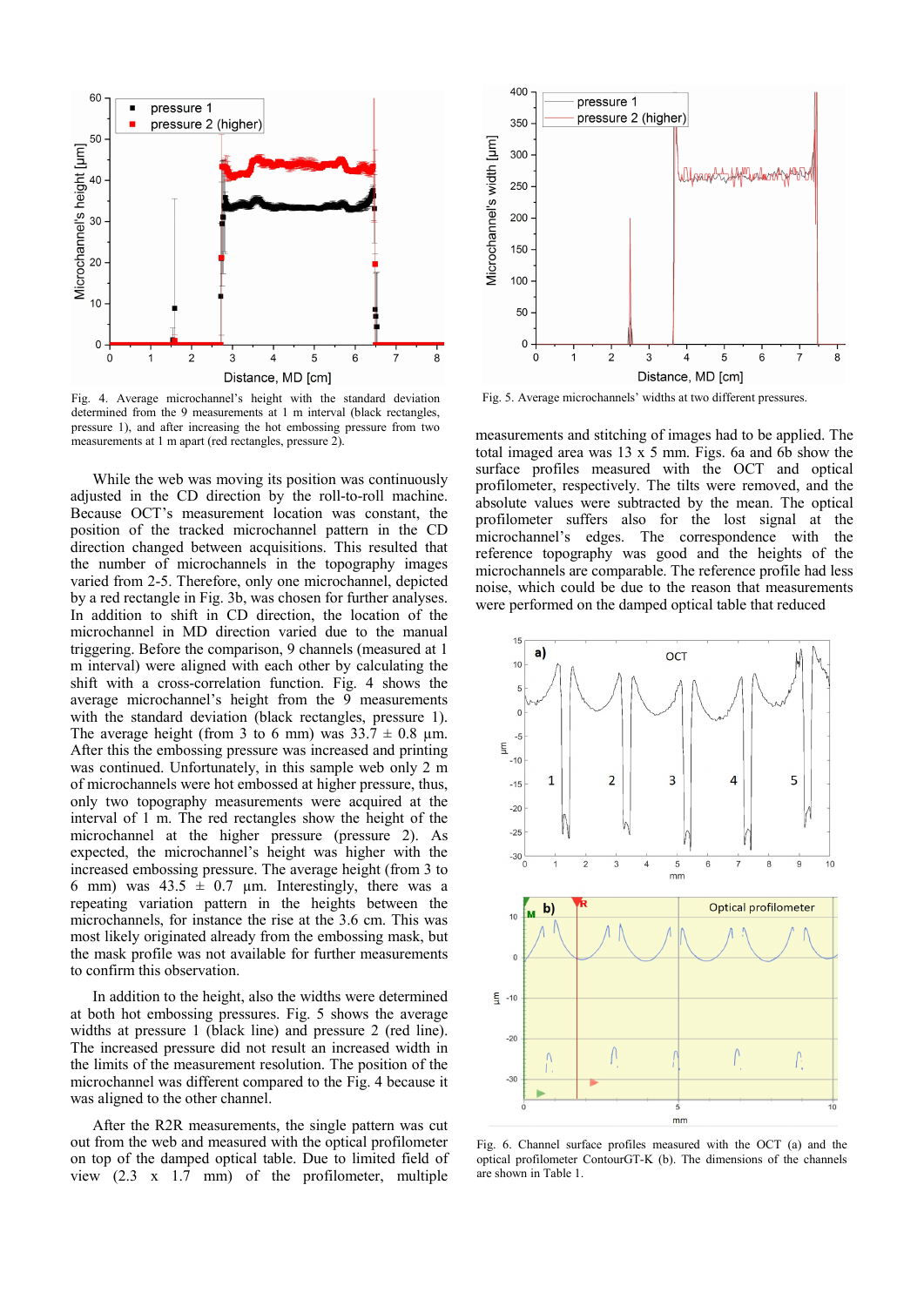Fig. 4. Average microchannel's height with the standard deviation determined from the 9 measurements at 1 m interval (black rectangles, pressure 1), and after increasing the hot embossing pressure from two measurements at 1 m apart (red rectangles, pressure 2).

Fig. 5. Average microchannels' widths at two different pressures.

While the web was moving its position was continuously adjusted in the CD direction by the roll-to-roll machine. Because OCT's measurement location was constant, the position of the tracked microchannel pattern in the CD direction changed between acquisitions. This resulted that the number of microchannels in the topography images varied from 2-5. Therefore, only one microchannel, depicted by a red rectangle in Fig. 3b, was chosen for further analyses. In addition to shift in CD direction, the location of the microchannel in MD direction varied due to the manual triggering. Before the comparison, 9 channels (measured at 1 m interval) were aligned with each other by calculating the shift with a cross-correlation function. Fig. 4 shows the average microchannel's height from the 9 measurements with the standard deviation (black rectangles, pressure 1). The average height (from 3 to 6 mm) was 33.7 ± 0.8 µm. After this the embossing pressure was increased and printing was continued. Unfortunately, in this sample web only 2 m of microchannels were hot embossed at higher pressure, thus, only two topography measurements were acquired at the interval of 1 m. The red rectangles show the height of the microchannel at the higher pressure (pressure 2). As expected, the microchannel's height was higher with the increased embossing pressure. The average height (from 3 to 6 mm) was 43.5 ± 0.7 µm. Interestingly, there was a repeating variation pattern in the heights between the microchannels, for instance the rise at the 3.6 cm. This was most likely originated already from the embossing mask, but the mask profile was not available for further measurements to confirm this observation.

In addition to the height, also the widths were determined at both hot embossing pressures. Fig. 5 shows the average widths at pressure 1 (black line) and pressure 2 (red line). The increased pressure did not result an increased width in the limits of the measurement resolution. The position of the microchannel was different compared to the Fig. 4 because it was aligned to the other channel.

After the R2R measurements, the single pattern was cut out from the web and measured with the optical profilometer on top of the damped optical table. Due to limited field of view (2.3 x 1.7 mm) of the profilometer, multiple measurements and stitching of images had to be applied. The total imaged area was 13 x 5 mm. Figs. 6a and 6b show the surface profiles measured with the OCT and optical profilometer, respectively. The tilts were removed, and the absolute values were subtracted by the mean. The optical profilometer suffers also for the lost signal at the microchannel's edges. The correspondence with the reference topography was good and the heights of the microchannels are comparable. The reference profile had less noise, which could be due to the reason that measurements were performed on the damped optical table that reduced

Fig. 6. Channel surface profiles measured with the OCT (a) and the optical profilometer ContourGT-K (b). The dimensions of the channels are shown in Table 1.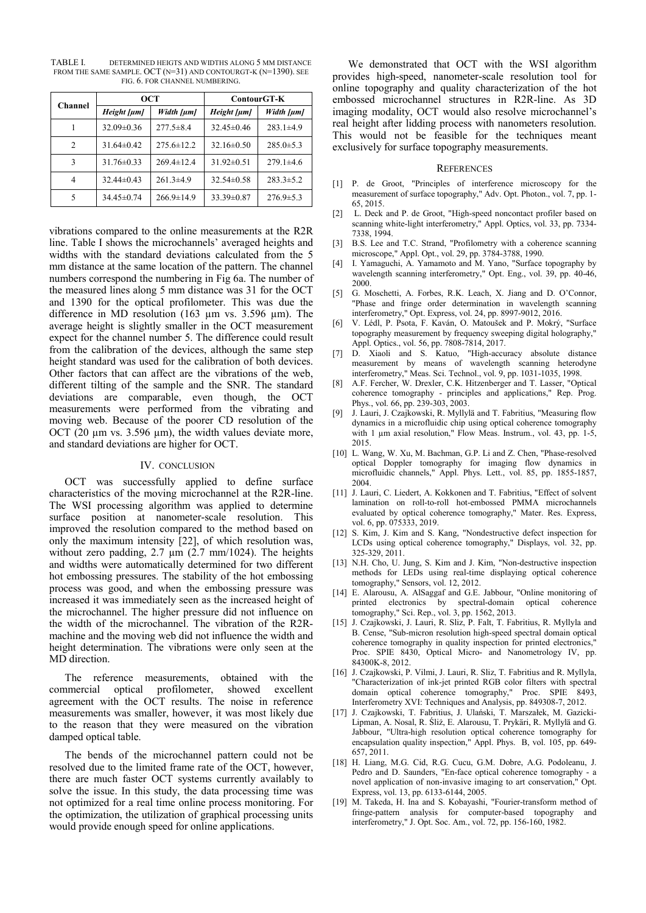TABLE I. DETERMINED HEIGTS AND WIDTHS ALONG 5 MM DISTANCE FROM THE SAME SAMPLE. OCT (N=31) AND CONTOURGT-K (N=1390). SEE FIG. 6. FOR CHANNEL NUMBERING.

| Channel | OCT | | ContourGT-K | |
|---|---|---|---|---|
| | *Height [µm]* | *Width [µm]* | *Height [µm]* | *Width [µm]* |
| 1 | 32.09±0.36 | 277.5±8.4 | 32.45±0.46 | 283.1±4.9 |
| 2 | 31.64±0.42 | 275.6±12.2 | 32.16±0.50 | 285.0±5.3 |
| 3 | 31.76±0.33 | 269.4±12.4 | 31.92±0.51 | 279.1±4.6 |
| 4 | 32.44±0.43 | 261.3±4.9 | 32.54±0.58 | 283.3±5.2 |
| 5 | 34.45±0.74 | 266.9±14.9 | 33.39±0.87 | 276.9±5.3 |

vibrations compared to the online measurements at the R2R line. Table I shows the microchannels' averaged heights and widths with the standard deviations calculated from the 5 mm distance at the same location of the pattern. The channel numbers correspond the numbering in Fig 6a. The number of the measured lines along 5 mm distance was 31 for the OCT and 1390 for the optical profilometer. This was due the difference in MD resolution (163 µm vs. 3.596 µm). The average height is slightly smaller in the OCT measurement expect for the channel number 5. The difference could result from the calibration of the devices, although the same step height standard was used for the calibration of both devices. Other factors that can affect are the vibrations of the web, different tilting of the sample and the SNR. The standard deviations are comparable, even though, the OCT measurements were performed from the vibrating and moving web. Because of the poorer CD resolution of the OCT (20 µm vs. 3.596 µm), the width values deviate more, and standard deviations are higher for OCT.

## IV. CONCLUSION

OCT was successfully applied to define surface characteristics of the moving microchannel at the R2R-line. The WSI processing algorithm was applied to determine surface position at nanometer-scale resolution. This improved the resolution compared to the method based on only the maximum intensity [22], of which resolution was, without zero padding, 2.7 µm (2.7 mm/1024). The heights and widths were automatically determined for two different hot embossing pressures. The stability of the hot embossing process was good, and when the embossing pressure was increased it was immediately seen as the increased height of the microchannel. The higher pressure did not influence on the width of the microchannel. The vibration of the R2R-machine and the moving web did not influence the width and height determination. The vibrations were only seen at the MD direction.

The reference measurements, obtained with the commercial optical profilometer, showed excellent agreement with the OCT results. The noise in reference measurements was smaller, however, it was most likely due to the reason that they were measured on the vibration damped optical table.

The bends of the microchannel pattern could not be resolved due to the limited frame rate of the OCT, however, there are much faster OCT systems currently availably to solve the issue. In this study, the data processing time was not optimized for a real time online process monitoring. For the optimization, the utilization of graphical processing units would provide enough speed for online applications.

We demonstrated that OCT with the WSI algorithm provides high-speed, nanometer-scale resolution tool for online topography and quality characterization of the hot embossed microchannel structures in R2R-line. As 3D imaging modality, OCT would also resolve microchannel's real height after lidding process with nanometers resolution. This would not be feasible for the techniques meant exclusively for surface topography measurements.

## REFERENCES

[1] P. de Groot, "Principles of interference microscopy for the measurement of surface topography," Adv. Opt. Photon., vol. 7, pp. 1-65, 2015.

[2] L. Deck and P. de Groot, "High-speed noncontact profiler based on scanning white-light interferometry," Appl. Optics, vol. 33, pp. 7334-7338, 1994.

[3] B.S. Lee and T.C. Strand, "Profilometry with a coherence scanning microscope," Appl. Opt., vol. 29, pp. 3784-3788, 1990.

[4] I. Yamaguchi, A. Yamamoto and M. Yano, "Surface topography by wavelength scanning interferometry," Opt. Eng., vol. 39, pp. 40-46, 2000.

[5] G. Moschetti, A. Forbes, R.K. Leach, X. Jiang and D. O'Connor, "Phase and fringe order determination in wavelength scanning interferometry," Opt. Express, vol. 24, pp. 8997-9012, 2016.

[6] V. Lédl, P. Psota, F. Kaván, O. Matoušek and P. Mokrý, "Surface topography measurement by frequency sweeping digital holography," Appl. Optics., vol. 56, pp. 7808-7814, 2017.

[7] D. Xiaoli and S. Katuo, "High-accuracy absolute distance measurement by means of wavelength scanning heterodyne interferometry," Meas. Sci. Technol., vol. 9, pp. 1031-1035, 1998.

[8] A.F. Fercher, W. Drexler, C.K. Hitzenberger and T. Lasser, "Optical coherence tomography - principles and applications," Rep. Prog. Phys., vol. 66, pp. 239-303, 2003.

[9] J. Lauri, J. Czajkowski, R. Myllylä and T. Fabritius, "Measuring flow dynamics in a microfluidic chip using optical coherence tomography with 1 µm axial resolution," Flow Meas. Instrum., vol. 43, pp. 1-5, 2015.

[10] L. Wang, W. Xu, M. Bachman, G.P. Li and Z. Chen, "Phase-resolved optical Doppler tomography for imaging flow dynamics in microfluidic channels," Appl. Phys. Lett., vol. 85, pp. 1855-1857, 2004.

[11] J. Lauri, C. Liedert, A. Kokkonen and T. Fabritius, "Effect of solvent lamination on roll-to-roll hot-embossed PMMA microchannels evaluated by optical coherence tomography," Mater. Res. Express, vol. 6, pp. 075333, 2019.

[12] S. Kim, J. Kim and S. Kang, "Nondestructive defect inspection for LCDs using optical coherence tomography," Displays, vol. 32, pp. 325-329, 2011.

[13] N.H. Cho, U. Jung, S. Kim and J. Kim, "Non-destructive inspection methods for LEDs using real-time displaying optical coherence tomography," Sensors, vol. 12, 2012.

[14] E. Alarousu, A. AlSaggaf and G.E. Jabbour, "Online monitoring of printed electronics by spectral-domain optical coherence tomography," Sci. Rep., vol. 3, pp. 1562, 2013.

[15] J. Czajkowski, J. Lauri, R. Sliz, P. Falt, T. Fabritius, R. Myllyla and B. Cense, "Sub-micron resolution high-speed spectral domain optical coherence tomography in quality inspection for printed electronics," Proc. SPIE 8430, Optical Micro- and Nanometrology IV, pp. 84300K-8, 2012.

[16] J. Czajkowski, P. Vilmi, J. Lauri, R. Sliz, T. Fabritius and R. Myllyla, "Characterization of ink-jet printed RGB color filters with spectral domain optical coherence tomography," Proc. SPIE 8493, Interferometry XVI: Techniques and Analysis, pp. 849308-7, 2012.

[17] J. Czajkowski, T. Fabritius, J. Ulański, T. Marszałek, M. Gazicki-Lipman, A. Nosal, R. Śliż, E. Alarousu, T. Prykäri, R. Myllylä and G. Jabbour, "Ultra-high resolution optical coherence tomography for encapsulation quality inspection," Appl. Phys. B, vol. 105, pp. 649-657, 2011.

[18] H. Liang, M.G. Cid, R.G. Cucu, G.M. Dobre, A.G. Podoleanu, J. Pedro and D. Saunders, "En-face optical coherence tomography - a novel application of non-invasive imaging to art conservation," Opt. Express, vol. 13, pp. 6133-6144, 2005.

[19] M. Takeda, H. Ina and S. Kobayashi, "Fourier-transform method of fringe-pattern analysis for computer-based topography and interferometry," J. Opt. Soc. Am., vol. 72, pp. 156-160, 1982.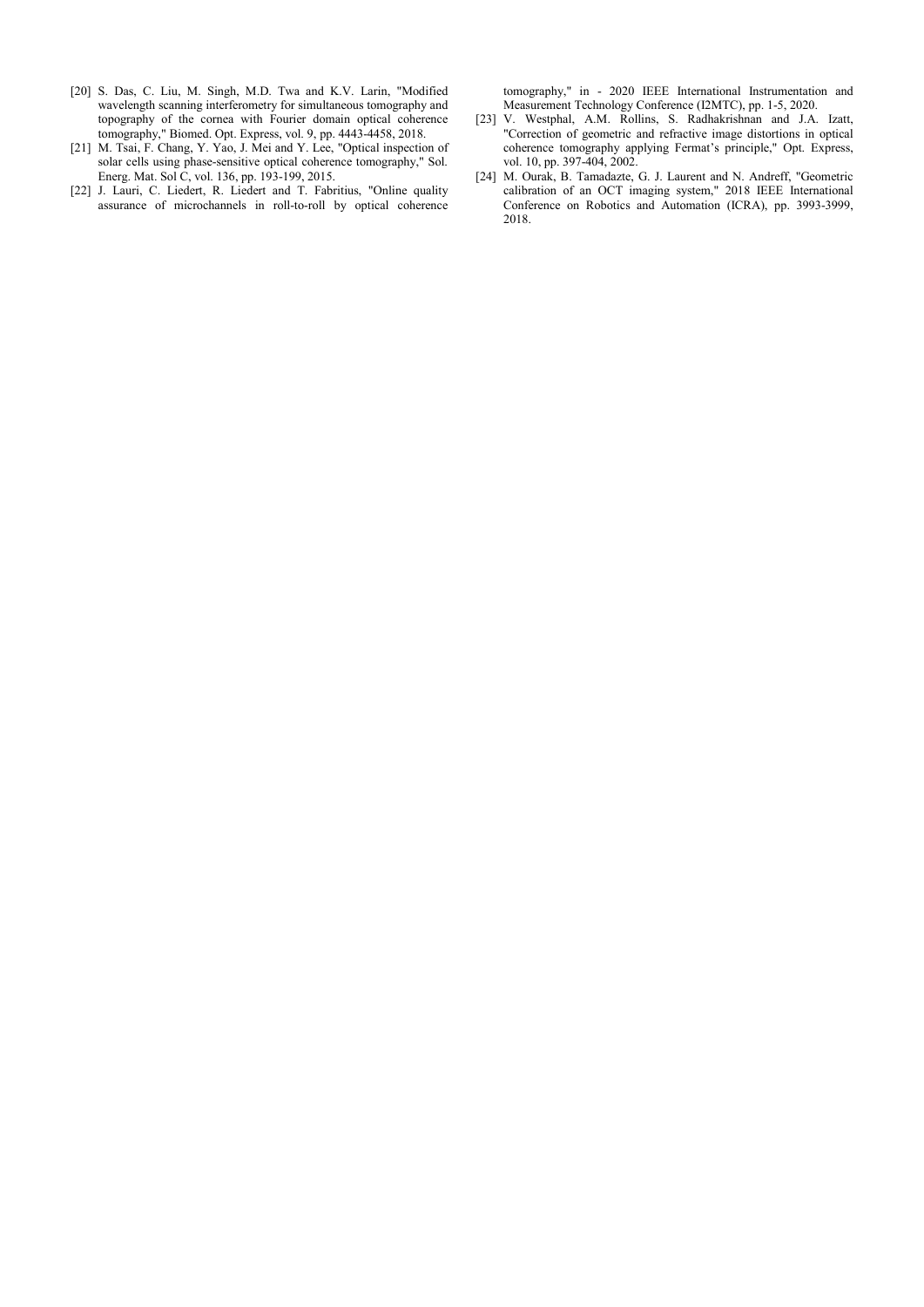[20] S. Das, C. Liu, M. Singh, M.D. Twa and K.V. Larin, "Modified wavelength scanning interferometry for simultaneous tomography and topography of the cornea with Fourier domain optical coherence tomography," Biomed. Opt. Express, vol. 9, pp. 4443-4458, 2018.

[21] M. Tsai, F. Chang, Y. Yao, J. Mei and Y. Lee, "Optical inspection of solar cells using phase-sensitive optical coherence tomography," Sol. Energ. Mat. Sol C, vol. 136, pp. 193-199, 2015.

[22] J. Lauri, C. Liedert, R. Liedert and T. Fabritius, "Online quality assurance of microchannels in roll-to-roll by optical coherence tomography," in - 2020 IEEE International Instrumentation and Measurement Technology Conference (I2MTC), pp. 1-5, 2020.

[23] V. Westphal, A.M. Rollins, S. Radhakrishnan and J.A. Izatt, "Correction of geometric and refractive image distortions in optical coherence tomography applying Fermat's principle," Opt. Express, vol. 10, pp. 397-404, 2002.

[24] M. Ourak, B. Tamadazte, G. J. Laurent and N. Andreff, "Geometric calibration of an OCT imaging system," 2018 IEEE International Conference on Robotics and Automation (ICRA), pp. 3993-3999, 2018.